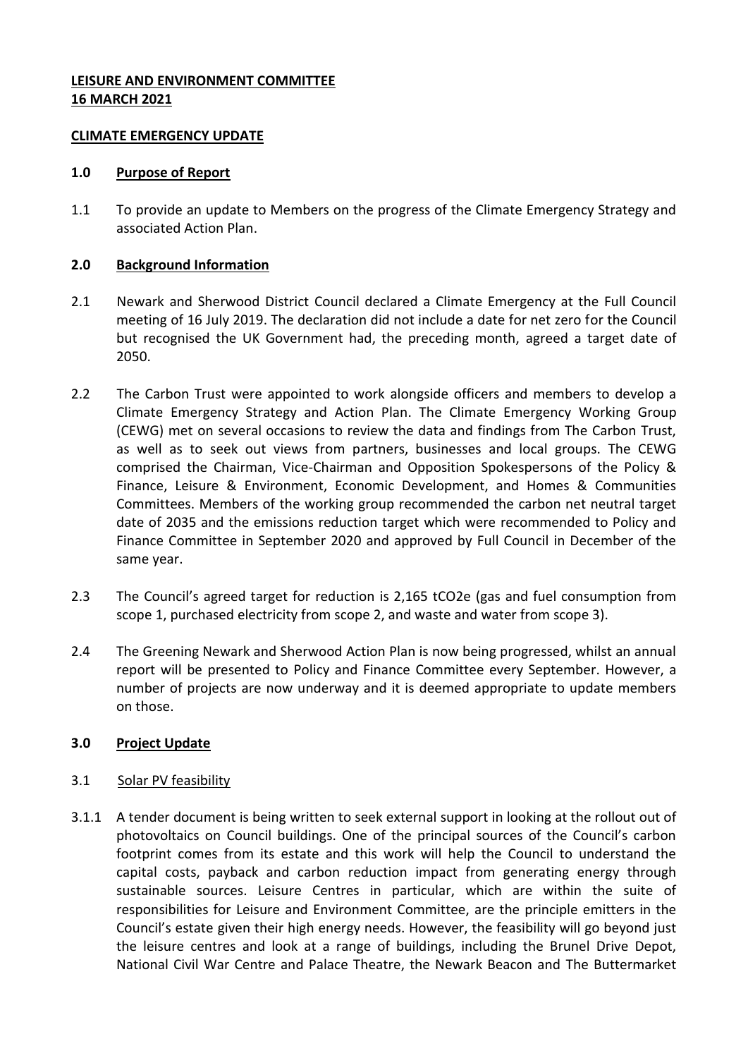**LEISURE AND ENVIRONMENT COMMITTEE**
**16 MARCH 2021**

**CLIMATE EMERGENCY UPDATE**

## 1.0 Purpose of Report

1.1 To provide an update to Members on the progress of the Climate Emergency Strategy and associated Action Plan.

## 2.0 Background Information

2.1 Newark and Sherwood District Council declared a Climate Emergency at the Full Council meeting of 16 July 2019. The declaration did not include a date for net zero for the Council but recognised the UK Government had, the preceding month, agreed a target date of 2050.

2.2 The Carbon Trust were appointed to work alongside officers and members to develop a Climate Emergency Strategy and Action Plan. The Climate Emergency Working Group (CEWG) met on several occasions to review the data and findings from The Carbon Trust, as well as to seek out views from partners, businesses and local groups. The CEWG comprised the Chairman, Vice-Chairman and Opposition Spokespersons of the Policy & Finance, Leisure & Environment, Economic Development, and Homes & Communities Committees. Members of the working group recommended the carbon net neutral target date of 2035 and the emissions reduction target which were recommended to Policy and Finance Committee in September 2020 and approved by Full Council in December of the same year.

2.3 The Council's agreed target for reduction is 2,165 $tCO_2e$ (gas and fuel consumption from scope 1, purchased electricity from scope 2, and waste and water from scope 3).

2.4 The Greening Newark and Sherwood Action Plan is now being progressed, whilst an annual report will be presented to Policy and Finance Committee every September. However, a number of projects are now underway and it is deemed appropriate to update members on those.

## 3.0 Project Update

### 3.1 Solar PV feasibility

3.1.1 A tender document is being written to seek external support in looking at the rollout out of photovoltaics on Council buildings. One of the principal sources of the Council's carbon footprint comes from its estate and this work will help the Council to understand the capital costs, payback and carbon reduction impact from generating energy through sustainable sources. Leisure Centres in particular, which are within the suite of responsibilities for Leisure and Environment Committee, are the principle emitters in the Council's estate given their high energy needs. However, the feasibility will go beyond just the leisure centres and look at a range of buildings, including the Brunel Drive Depot, National Civil War Centre and Palace Theatre, the Newark Beacon and The Buttermarket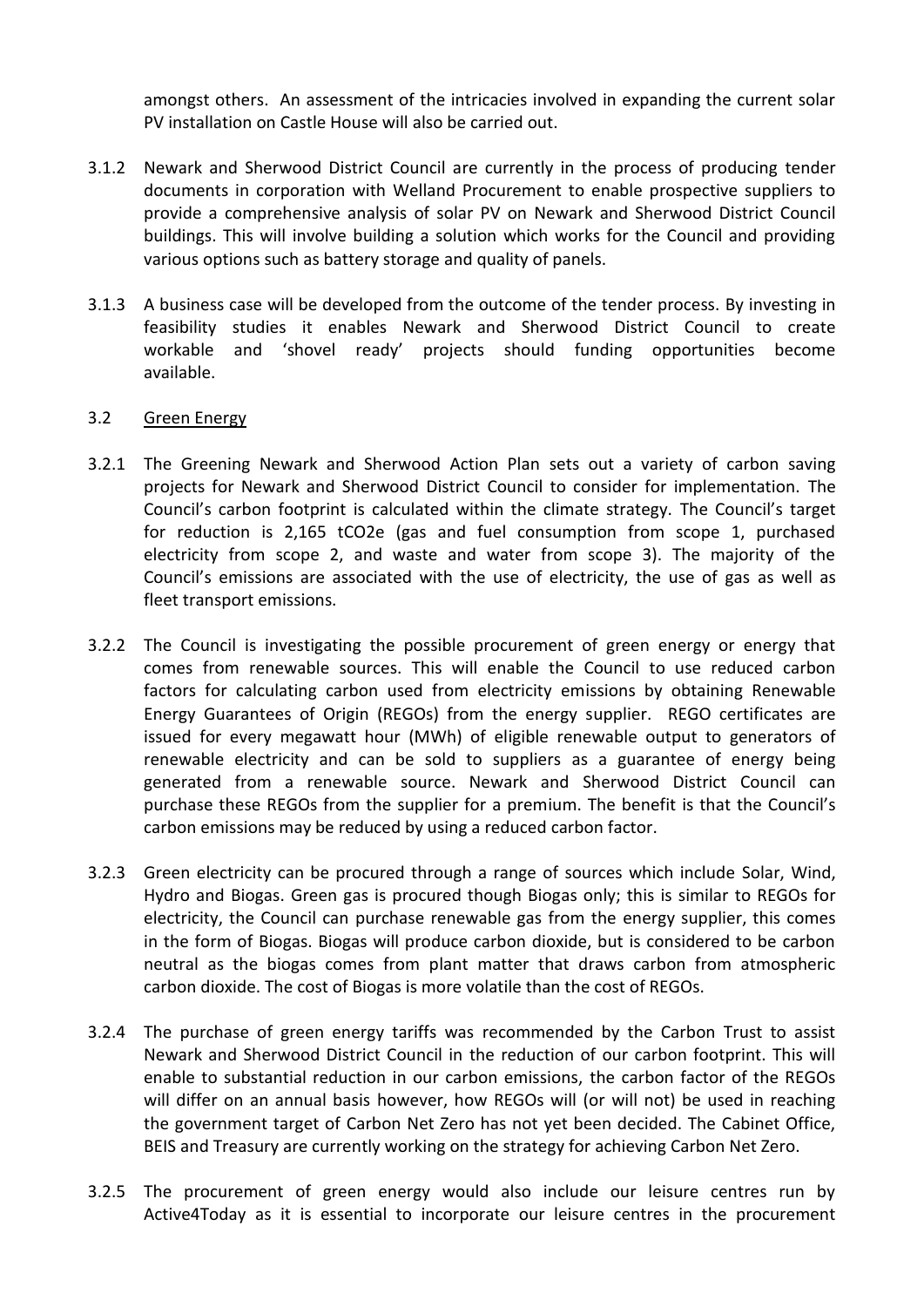amongst others. An assessment of the intricacies involved in expanding the current solar PV installation on Castle House will also be carried out.

3.1.2 Newark and Sherwood District Council are currently in the process of producing tender documents in corporation with Welland Procurement to enable prospective suppliers to provide a comprehensive analysis of solar PV on Newark and Sherwood District Council buildings. This will involve building a solution which works for the Council and providing various options such as battery storage and quality of panels.

3.1.3 A business case will be developed from the outcome of the tender process. By investing in feasibility studies it enables Newark and Sherwood District Council to create workable and 'shovel ready' projects should funding opportunities become available.

3.2 Green Energy

3.2.1 The Greening Newark and Sherwood Action Plan sets out a variety of carbon saving projects for Newark and Sherwood District Council to consider for implementation. The Council's carbon footprint is calculated within the climate strategy. The Council's target for reduction is 2,165 tCO2e (gas and fuel consumption from scope 1, purchased electricity from scope 2, and waste and water from scope 3). The majority of the Council's emissions are associated with the use of electricity, the use of gas as well as fleet transport emissions.

3.2.2 The Council is investigating the possible procurement of green energy or energy that comes from renewable sources. This will enable the Council to use reduced carbon factors for calculating carbon used from electricity emissions by obtaining Renewable Energy Guarantees of Origin (REGOs) from the energy supplier. REGO certificates are issued for every megawatt hour (MWh) of eligible renewable output to generators of renewable electricity and can be sold to suppliers as a guarantee of energy being generated from a renewable source. Newark and Sherwood District Council can purchase these REGOs from the supplier for a premium. The benefit is that the Council's carbon emissions may be reduced by using a reduced carbon factor.

3.2.3 Green electricity can be procured through a range of sources which include Solar, Wind, Hydro and Biogas. Green gas is procured though Biogas only; this is similar to REGOs for electricity, the Council can purchase renewable gas from the energy supplier, this comes in the form of Biogas. Biogas will produce carbon dioxide, but is considered to be carbon neutral as the biogas comes from plant matter that draws carbon from atmospheric carbon dioxide. The cost of Biogas is more volatile than the cost of REGOs.

3.2.4 The purchase of green energy tariffs was recommended by the Carbon Trust to assist Newark and Sherwood District Council in the reduction of our carbon footprint. This will enable to substantial reduction in our carbon emissions, the carbon factor of the REGOs will differ on an annual basis however, how REGOs will (or will not) be used in reaching the government target of Carbon Net Zero has not yet been decided. The Cabinet Office, BEIS and Treasury are currently working on the strategy for achieving Carbon Net Zero.

3.2.5 The procurement of green energy would also include our leisure centres run by Active4Today as it is essential to incorporate our leisure centres in the procurement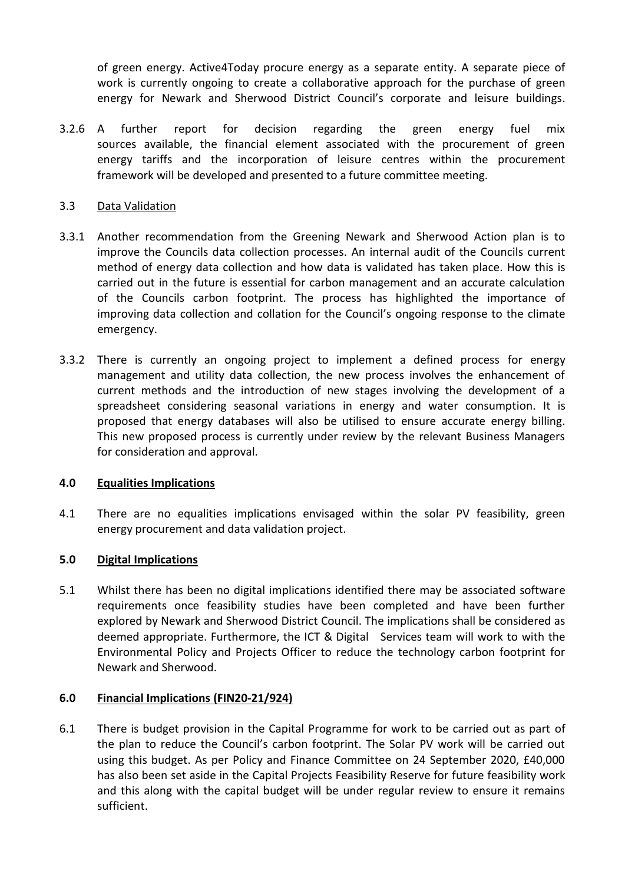of green energy. Active4Today procure energy as a separate entity. A separate piece of work is currently ongoing to create a collaborative approach for the purchase of green energy for Newark and Sherwood District Council's corporate and leisure buildings.

3.2.6 A further report for decision regarding the green energy fuel mix sources available, the financial element associated with the procurement of green energy tariffs and the incorporation of leisure centres within the procurement framework will be developed and presented to a future committee meeting.

3.3 Data Validation

3.3.1 Another recommendation from the Greening Newark and Sherwood Action plan is to improve the Councils data collection processes. An internal audit of the Councils current method of energy data collection and how data is validated has taken place. How this is carried out in the future is essential for carbon management and an accurate calculation of the Councils carbon footprint. The process has highlighted the importance of improving data collection and collation for the Council's ongoing response to the climate emergency.

3.3.2 There is currently an ongoing project to implement a defined process for energy management and utility data collection, the new process involves the enhancement of current methods and the introduction of new stages involving the development of a spreadsheet considering seasonal variations in energy and water consumption. It is proposed that energy databases will also be utilised to ensure accurate energy billing. This new proposed process is currently under review by the relevant Business Managers for consideration and approval.

## 4.0 Equalities Implications

4.1 There are no equalities implications envisaged within the solar PV feasibility, green energy procurement and data validation project.

## 5.0 Digital Implications

5.1 Whilst there has been no digital implications identified there may be associated software requirements once feasibility studies have been completed and have been further explored by Newark and Sherwood District Council. The implications shall be considered as deemed appropriate. Furthermore, the ICT & Digital Services team will work to with the Environmental Policy and Projects Officer to reduce the technology carbon footprint for Newark and Sherwood.

## 6.0 Financial Implications (FIN20-21/924)

6.1 There is budget provision in the Capital Programme for work to be carried out as part of the plan to reduce the Council's carbon footprint. The Solar PV work will be carried out using this budget. As per Policy and Finance Committee on 24 September 2020, £40,000 has also been set aside in the Capital Projects Feasibility Reserve for future feasibility work and this along with the capital budget will be under regular review to ensure it remains sufficient.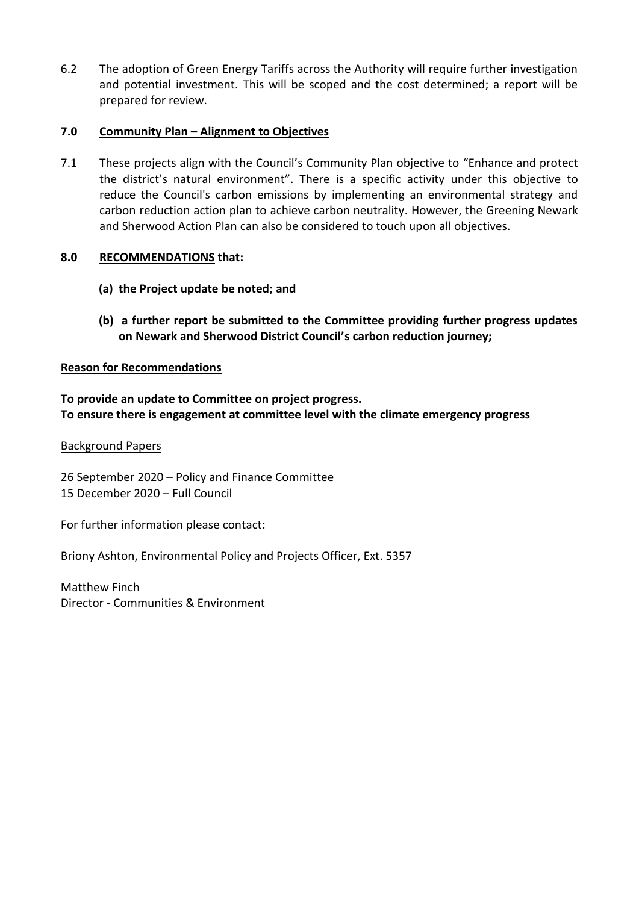6.2 The adoption of Green Energy Tariffs across the Authority will require further investigation and potential investment. This will be scoped and the cost determined; a report will be prepared for review.

## 7.0 Community Plan – Alignment to Objectives

7.1 These projects align with the Council's Community Plan objective to "Enhance and protect the district's natural environment". There is a specific activity under this objective to reduce the Council's carbon emissions by implementing an environmental strategy and carbon reduction action plan to achieve carbon neutrality. However, the Greening Newark and Sherwood Action Plan can also be considered to touch upon all objectives.

## 8.0 RECOMMENDATIONS that:

**(a) the Project update be noted; and**

**(b) a further report be submitted to the Committee providing further progress updates on Newark and Sherwood District Council's carbon reduction journey;**

**Reason for Recommendations**

**To provide an update to Committee on project progress.**
**To ensure there is engagement at committee level with the climate emergency progress**

Background Papers

26 September 2020 – Policy and Finance Committee
15 December 2020 – Full Council

For further information please contact:

Briony Ashton, Environmental Policy and Projects Officer, Ext. 5357

Matthew Finch
Director - Communities & Environment